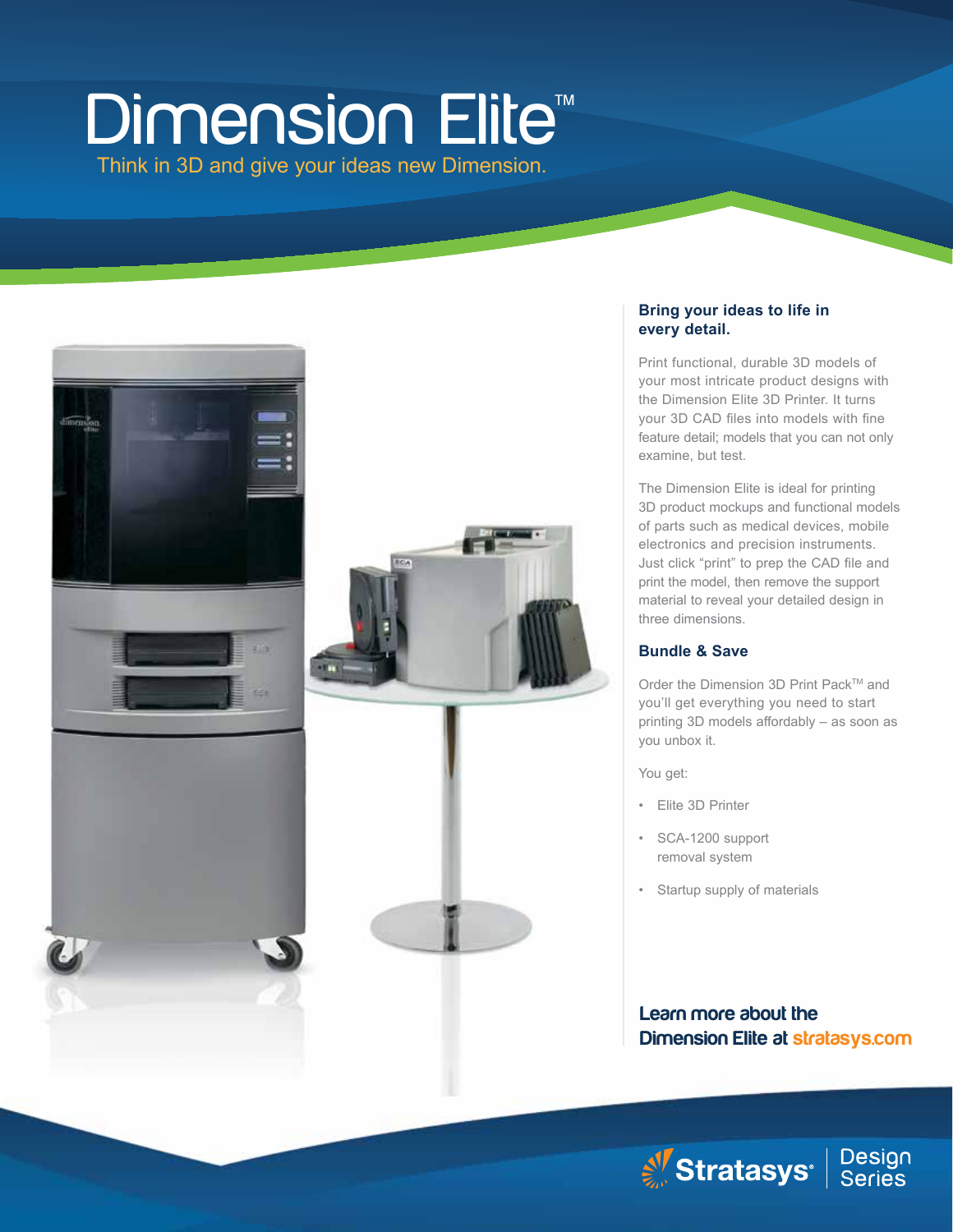# Dimension Elite™

Think in 3D and give your ideas new Dimension.

## Bring your ideas to life in every detail.

Print functional, durable 3D models of your most intricate product designs with the Dimension Elite 3D Printer. It turns your 3D CAD files into models with fine feature detail; models that you can not only examine, but test.

The Dimension Elite is ideal for printing 3D product mockups and functional models of parts such as medical devices, mobile electronics and precision instruments. Just click "print" to prep the CAD file and print the model, then remove the support material to reveal your detailed design in three dimensions.

## Bundle & Save

Order the Dimension 3D Print Pack™ and you'll get everything you need to start printing 3D models affordably – as soon as you unbox it.

You get:

- Elite 3D Printer
- SCA-1200 support removal system
- Startup supply of materials

**Learn more about the Dimension Elite at stratasys.com**

Stratasys® | Design Series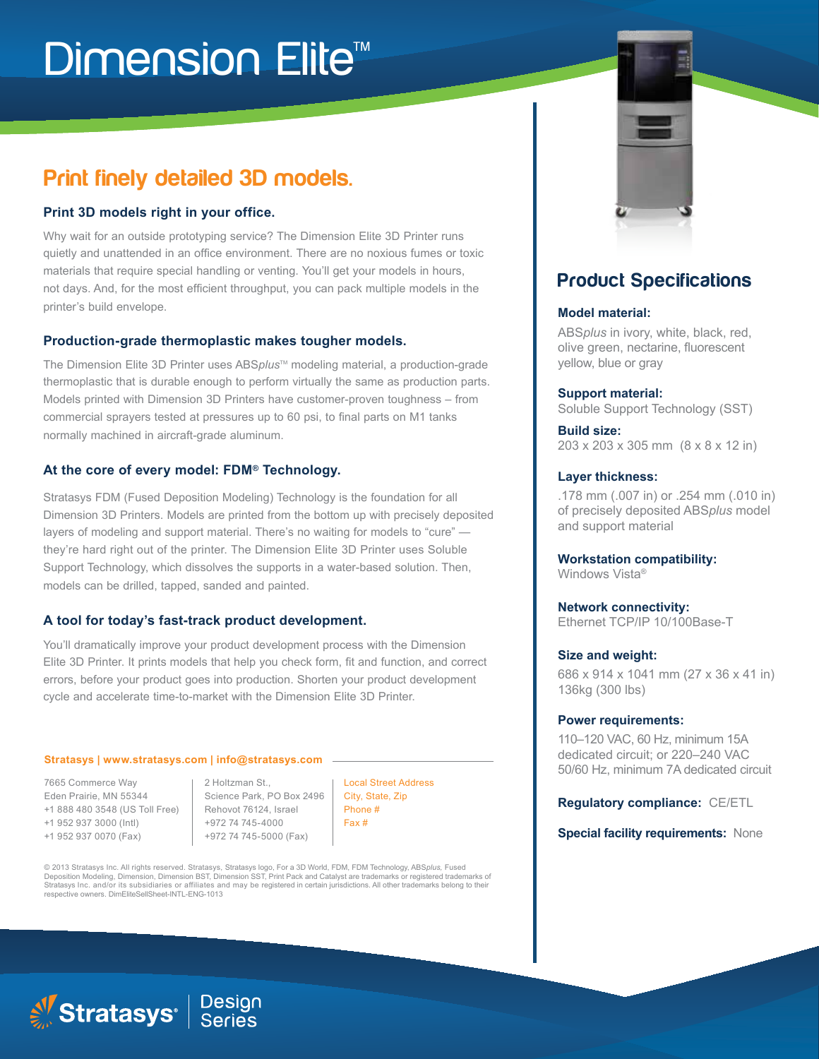# Dimension Elite™

## Print finely detailed 3D models.

### Print 3D models right in your office.

Why wait for an outside prototyping service? The Dimension Elite 3D Printer runs quietly and unattended in an office environment. There are no noxious fumes or toxic materials that require special handling or venting. You'll get your models in hours, not days. And, for the most efficient throughput, you can pack multiple models in the printer's build envelope.

### Production-grade thermoplastic makes tougher models.

The Dimension Elite 3D Printer uses ABS*plus*™ modeling material, a production-grade thermoplastic that is durable enough to perform virtually the same as production parts. Models printed with Dimension 3D Printers have customer-proven toughness – from commercial sprayers tested at pressures up to 60 psi, to final parts on M1 tanks normally machined in aircraft-grade aluminum.

### At the core of every model: FDM® Technology.

Stratasys FDM (Fused Deposition Modeling) Technology is the foundation for all Dimension 3D Printers. Models are printed from the bottom up with precisely deposited layers of modeling and support material. There's no waiting for models to "cure" — they're hard right out of the printer. The Dimension Elite 3D Printer uses Soluble Support Technology, which dissolves the supports in a water-based solution. Then, models can be drilled, tapped, sanded and painted.

### A tool for today's fast-track product development.

You'll dramatically improve your product development process with the Dimension Elite 3D Printer. It prints models that help you check form, fit and function, and correct errors, before your product goes into production. Shorten your product development cycle and accelerate time-to-market with the Dimension Elite 3D Printer.

**Stratasys | www.stratasys.com | info@stratasys.com**

7665 Commerce Way
Eden Prairie, MN 55344
+1 888 480 3548 (US Toll Free)
+1 952 937 3000 (Intl)
+1 952 937 0070 (Fax)

2 Holtzman St.,
Science Park, PO Box 2496
Rehovot 76124, Israel
+972 74 745-4000
+972 74 745-5000 (Fax)

Local Street Address
City, State, Zip
Phone #
Fax #

© 2013 Stratasys Inc. All rights reserved. Stratasys, Stratasys logo, For a 3D World, FDM, FDM Technology, ABS*plus*, Fused Deposition Modeling, Dimension, Dimension BST, Dimension SST, Print Pack and Catalyst are trademarks or registered trademarks of Stratasys Inc. and/or its subsidiaries or affiliates and may be registered in certain jurisdictions. All other trademarks belong to their respective owners. DimEliteSellSheet-INTL-ENG-1013

## Product Specifications

**Model material:**
ABS*plus* in ivory, white, black, red, olive green, nectarine, fluorescent yellow, blue or gray

**Support material:**
Soluble Support Technology (SST)

**Build size:**
203 x 203 x 305 mm (8 x 8 x 12 in)

**Layer thickness:**
.178 mm (.007 in) or .254 mm (.010 in) of precisely deposited ABS*plus* model and support material

**Workstation compatibility:**
Windows Vista®

**Network connectivity:**
Ethernet TCP/IP 10/100Base-T

**Size and weight:**
686 x 914 x 1041 mm (27 x 36 x 41 in)
136kg (300 lbs)

**Power requirements:**
110–120 VAC, 60 Hz, minimum 15A dedicated circuit; or 220–240 VAC 50/60 Hz, minimum 7A dedicated circuit

**Regulatory compliance:** CE/ETL

**Special facility requirements:** None

Stratasys | Design Series